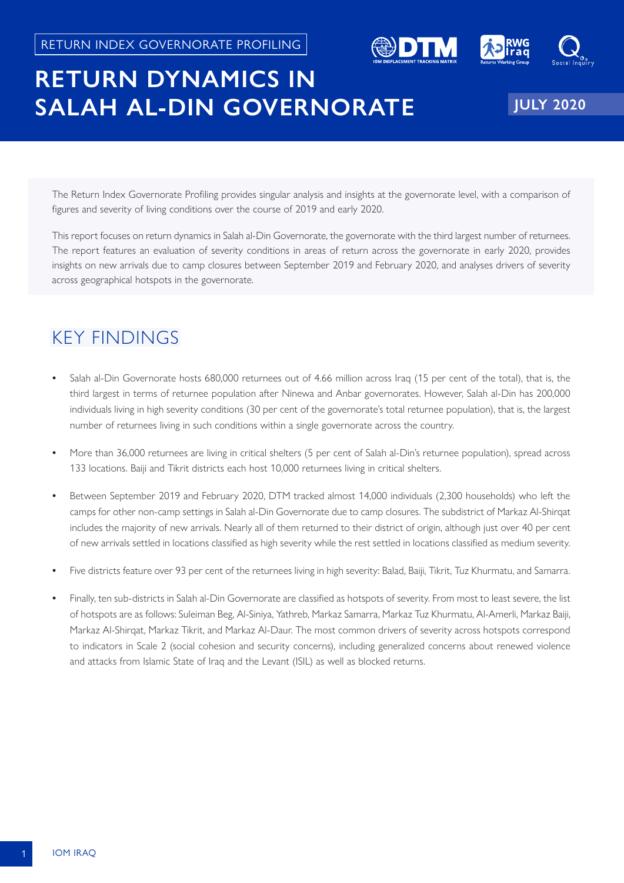RETURN INDEX GOVERNORATE PROFILING

# RETURN DYNAMICS IN SALAH AL-DIN GOVERNORATE

JULY 2020

The Return Index Governorate Profiling provides singular analysis and insights at the governorate level, with a comparison of figures and severity of living conditions over the course of 2019 and early 2020.

This report focuses on return dynamics in Salah al-Din Governorate, the governorate with the third largest number of returnees. The report features an evaluation of severity conditions in areas of return across the governorate in early 2020, provides insights on new arrivals due to camp closures between September 2019 and February 2020, and analyses drivers of severity across geographical hotspots in the governorate.

## KEY FINDINGS

- Salah al-Din Governorate hosts 680,000 returnees out of 4.66 million across Iraq (15 per cent of the total), that is, the third largest in terms of returnee population after Ninewa and Anbar governorates. However, Salah al-Din has 200,000 individuals living in high severity conditions (30 per cent of the governorate's total returnee population), that is, the largest number of returnees living in such conditions within a single governorate across the country.
- More than 36,000 returnees are living in critical shelters (5 per cent of Salah al-Din's returnee population), spread across 133 locations. Baiji and Tikrit districts each host 10,000 returnees living in critical shelters.
- Between September 2019 and February 2020, DTM tracked almost 14,000 individuals (2,300 households) who left the camps for other non-camp settings in Salah al-Din Governorate due to camp closures. The subdistrict of Markaz Al-Shirqat includes the majority of new arrivals. Nearly all of them returned to their district of origin, although just over 40 per cent of new arrivals settled in locations classified as high severity while the rest settled in locations classified as medium severity.
- Five districts feature over 93 per cent of the returnees living in high severity: Balad, Baiji, Tikrit, Tuz Khurmatu, and Samarra.
- Finally, ten sub-districts in Salah al-Din Governorate are classified as hotspots of severity. From most to least severe, the list of hotspots are as follows: Suleiman Beg, Al-Siniya, Yathreb, Markaz Samarra, Markaz Tuz Khurmatu, Al-Amerli, Markaz Baiji, Markaz Al-Shirqat, Markaz Tikrit, and Markaz Al-Daur. The most common drivers of severity across hotspots correspond to indicators in Scale 2 (social cohesion and security concerns), including generalized concerns about renewed violence and attacks from Islamic State of Iraq and the Levant (ISIL) as well as blocked returns.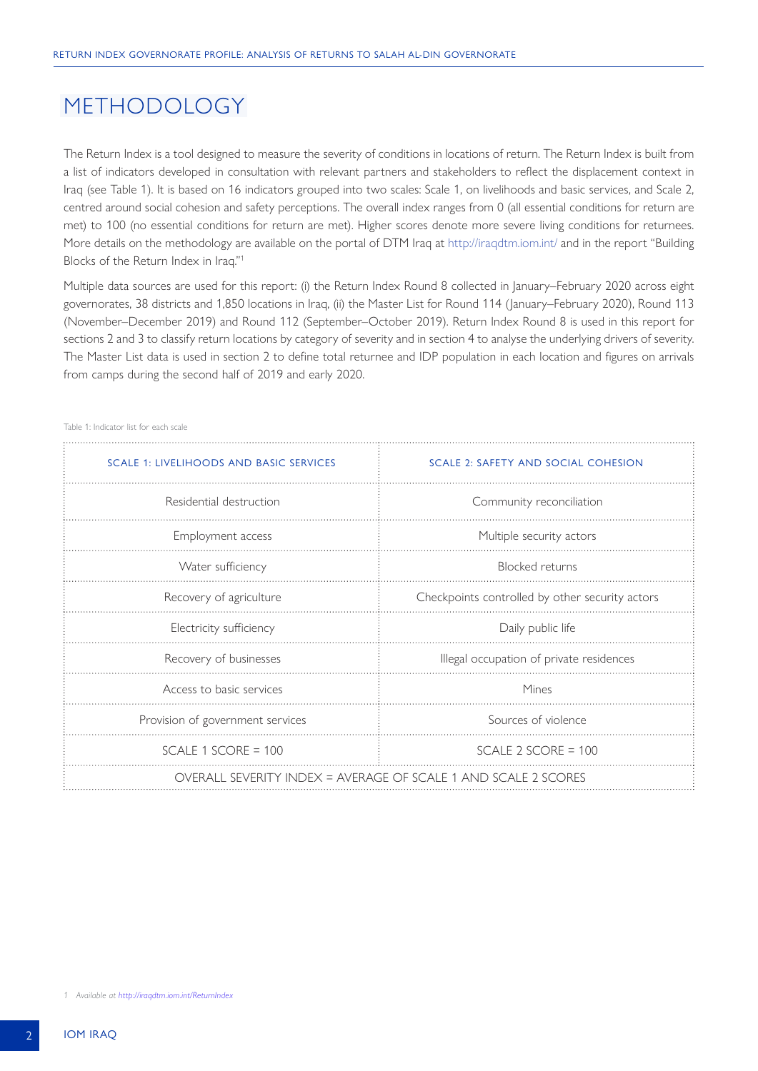# METHODOLOGY

The Return Index is a tool designed to measure the severity of conditions in locations of return. The Return Index is built from a list of indicators developed in consultation with relevant partners and stakeholders to reflect the displacement context in Iraq (see Table 1). It is based on 16 indicators grouped into two scales: Scale 1, on livelihoods and basic services, and Scale 2, centred around social cohesion and safety perceptions. The overall index ranges from 0 (all essential conditions for return are met) to 100 (no essential conditions for return are met). Higher scores denote more severe living conditions for returnees. More details on the methodology are available on the portal of DTM Iraq at http://iraqdtm.iom.int/ and in the report "Building Blocks of the Return Index in Iraq."[1]

Multiple data sources are used for this report: (i) the Return Index Round 8 collected in January–February 2020 across eight governorates, 38 districts and 1,850 locations in Iraq, (ii) the Master List for Round 114 (January–February 2020), Round 113 (November–December 2019) and Round 112 (September–October 2019). Return Index Round 8 is used in this report for sections 2 and 3 to classify return locations by category of severity and in section 4 to analyse the underlying drivers of severity. The Master List data is used in section 2 to define total returnee and IDP population in each location and figures on arrivals from camps during the second half of 2019 and early 2020.

Table 1: Indicator list for each scale

| SCALE 1: LIVELIHOODS AND BASIC SERVICES | SCALE 2: SAFETY AND SOCIAL COHESION |
| --- | --- |
| Residential destruction | Community reconciliation |
| Employment access | Multiple security actors |
| Water sufficiency | Blocked returns |
| Recovery of agriculture | Checkpoints controlled by other security actors |
| Electricity sufficiency | Daily public life |
| Recovery of businesses | Illegal occupation of private residences |
| Access to basic services | Mines |
| Provision of government services | Sources of violence |
| SCALE 1 SCORE = 100 | SCALE 2 SCORE = 100 |
| OVERALL SEVERITY INDEX = AVERAGE OF SCALE 1 AND SCALE 2 SCORES | |

1 *Available at http://iraqdtm.iom.int/ReturnIndex*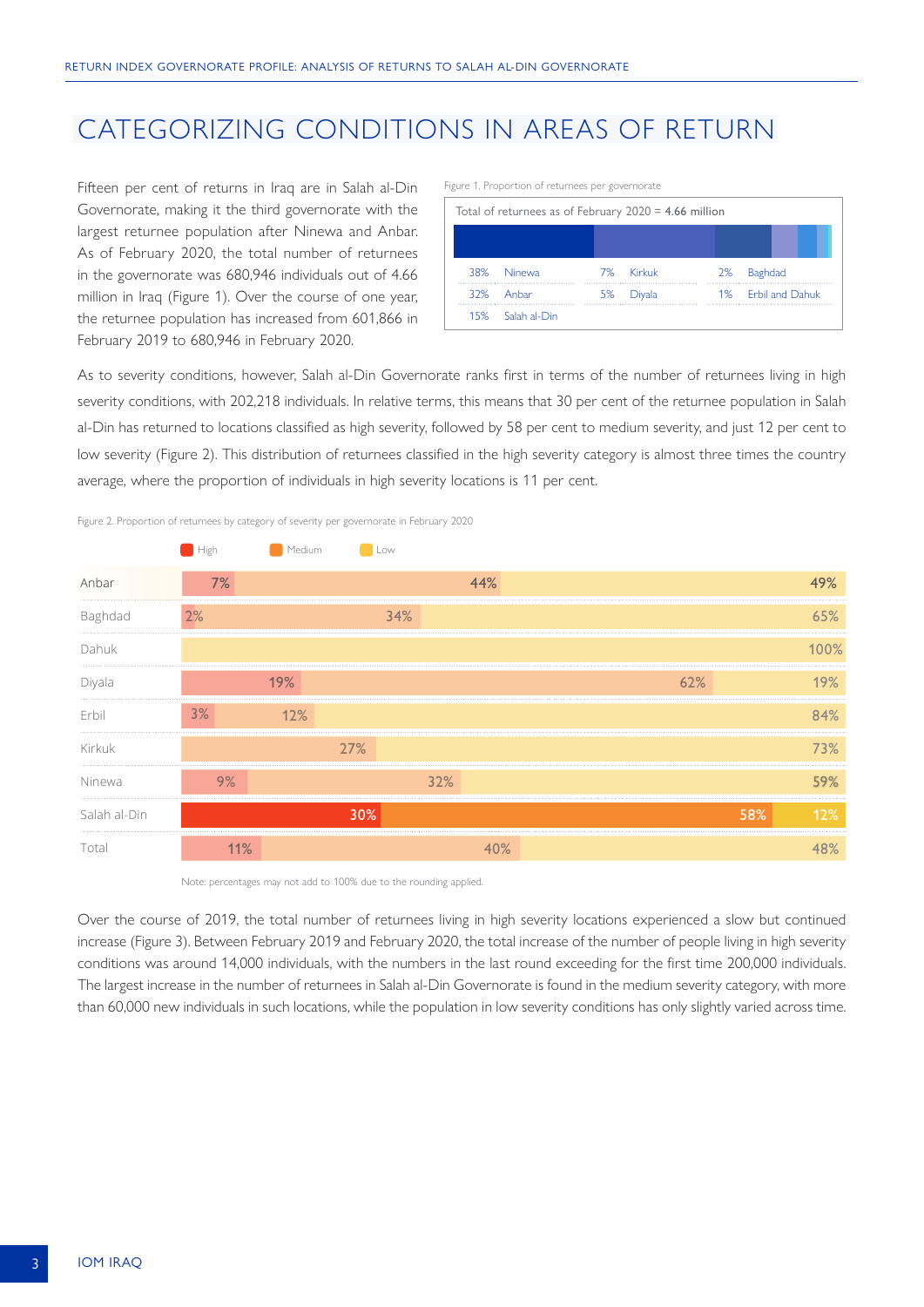# CATEGORIZING CONDITIONS IN AREAS OF RETURN

Fifteen per cent of returns in Iraq are in Salah al-Din Governorate, making it the third governorate with the largest returnee population after Ninewa and Anbar. As of February 2020, the total number of returnees in the governorate was 680,946 individuals out of 4.66 million in Iraq (Figure 1). Over the course of one year, the returnee population has increased from 601,866 in February 2019 to 680,946 in February 2020.

Figure 1. Proportion of returnees per governorate

Total of returnees as of February 2020 = 4.66 million

38% Ninewa
32% Anbar
15% Salah al-Din
7% Kirkuk
5% Diyala
2% Baghdad
1% Erbil and Dahuk

As to severity conditions, however, Salah al-Din Governorate ranks first in terms of the number of returnees living in high severity conditions, with 202,218 individuals. In relative terms, this means that 30 per cent of the returnee population in Salah al-Din has returned to locations classified as high severity, followed by 58 per cent to medium severity, and just 12 per cent to low severity (Figure 2). This distribution of returnees classified in the high severity category is almost three times the country average, where the proportion of individuals in high severity locations is 11 per cent.

Figure 2. Proportion of returnees by category of severity per governorate in February 2020

High Medium Low

Anbar 7% 44% 49%
Baghdad 2% 34% 65%
Dahuk 100%
Diyala 19% 62% 19%
Erbil 3% 12% 84%
Kirkuk 27% 73%
Ninewa 9% 32% 59%
Salah al-Din 30% 58% 12%
Total 11% 40% 48%

Note: percentages may not add to 100% due to the rounding applied.

Over the course of 2019, the total number of returnees living in high severity locations experienced a slow but continued increase (Figure 3). Between February 2019 and February 2020, the total increase of the number of people living in high severity conditions was around 14,000 individuals, with the numbers in the last round exceeding for the first time 200,000 individuals. The largest increase in the number of returnees in Salah al-Din Governorate is found in the medium severity category, with more than 60,000 new individuals in such locations, while the population in low severity conditions has only slightly varied across time.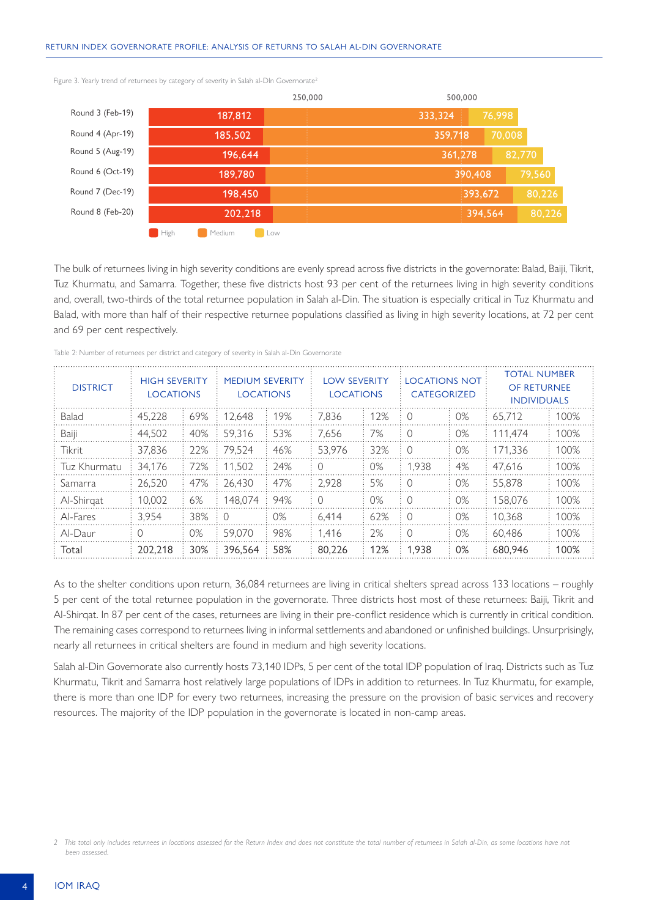Figure 3. Yearly trend of returnees by category of severity in Salah al-DIn Governorate[2]

250,000
500,000

Round 3 (Feb-19) 187,812 333,324 76,998
Round 4 (Apr-19) 185,502 359,718 70,008
Round 5 (Aug-19) 196,644 361,278 82,770
Round 6 (Oct-19) 189,780 390,408 79,560
Round 7 (Dec-19) 198,450 393,672 80,226
Round 8 (Feb-20) 202,218 394,564 80,226

High
Medium
Low

The bulk of returnees living in high severity conditions are evenly spread across five districts in the governorate: Balad, Baiji, Tikrit, Tuz Khurmatu, and Samarra. Together, these five districts host 93 per cent of the returnees living in high severity conditions and, overall, two-thirds of the total returnee population in Salah al-Din. The situation is especially critical in Tuz Khurmatu and Balad, with more than half of their respective returnee populations classified as living in high severity locations, at 72 per cent and 69 per cent respectively.

Table 2: Number of returnees per district and category of severity in Salah al-Din Governorate

| DISTRICT | HIGH SEVERITY LOCATIONS | | MEDIUM SEVERITY LOCATIONS | | LOW SEVERITY LOCATIONS | | LOCATIONS NOT CATEGORIZED | | TOTAL NUMBER OF RETURNEE INDIVIDUALS | |
|---|---|---|---|---|---|---|---|---|---|---|
| Balad | 45,228 | 69% | 12,648 | 19% | 7,836 | 12% | 0 | 0% | 65,712 | 100% |
| Baiji | 44,502 | 40% | 59,316 | 53% | 7,656 | 7% | 0 | 0% | 111,474 | 100% |
| Tikrit | 37,836 | 22% | 79,524 | 46% | 53,976 | 32% | 0 | 0% | 171,336 | 100% |
| Tuz Khurmatu | 34,176 | 72% | 11,502 | 24% | 0 | 0% | 1,938 | 4% | 47,616 | 100% |
| Samarra | 26,520 | 47% | 26,430 | 47% | 2,928 | 5% | 0 | 0% | 55,878 | 100% |
| Al-Shirqat | 10,002 | 6% | 148,074 | 94% | 0 | 0% | 0 | 0% | 158,076 | 100% |
| Al-Fares | 3,954 | 38% | 0 | 0% | 6,414 | 62% | 0 | 0% | 10,368 | 100% |
| Al-Daur | 0 | 0% | 59,070 | 98% | 1,416 | 2% | 0 | 0% | 60,486 | 100% |
| Total | 202,218 | 30% | 396,564 | 58% | 80,226 | 12% | 1,938 | 0% | 680,946 | 100% |

As to the shelter conditions upon return, 36,084 returnees are living in critical shelters spread across 133 locations – roughly 5 per cent of the total returnee population in the governorate. Three districts host most of these returnees: Baiji, Tikrit and Al-Shirqat. In 87 per cent of the cases, returnees are living in their pre-conflict residence which is currently in critical condition. The remaining cases correspond to returnees living in informal settlements and abandoned or unfinished buildings. Unsurprisingly, nearly all returnees in critical shelters are found in medium and high severity locations.

Salah al-Din Governorate also currently hosts 73,140 IDPs, 5 per cent of the total IDP population of Iraq. Districts such as Tuz Khurmatu, Tikrit and Samarra host relatively large populations of IDPs in addition to returnees. In Tuz Khurmatu, for example, there is more than one IDP for every two returnees, increasing the pressure on the provision of basic services and recovery resources. The majority of the IDP population in the governorate is located in non-camp areas.

2 *This total only includes returnees in locations assessed for the Return Index and does not constitute the total number of returnees in Salah al-Din, as some locations have not been assessed.*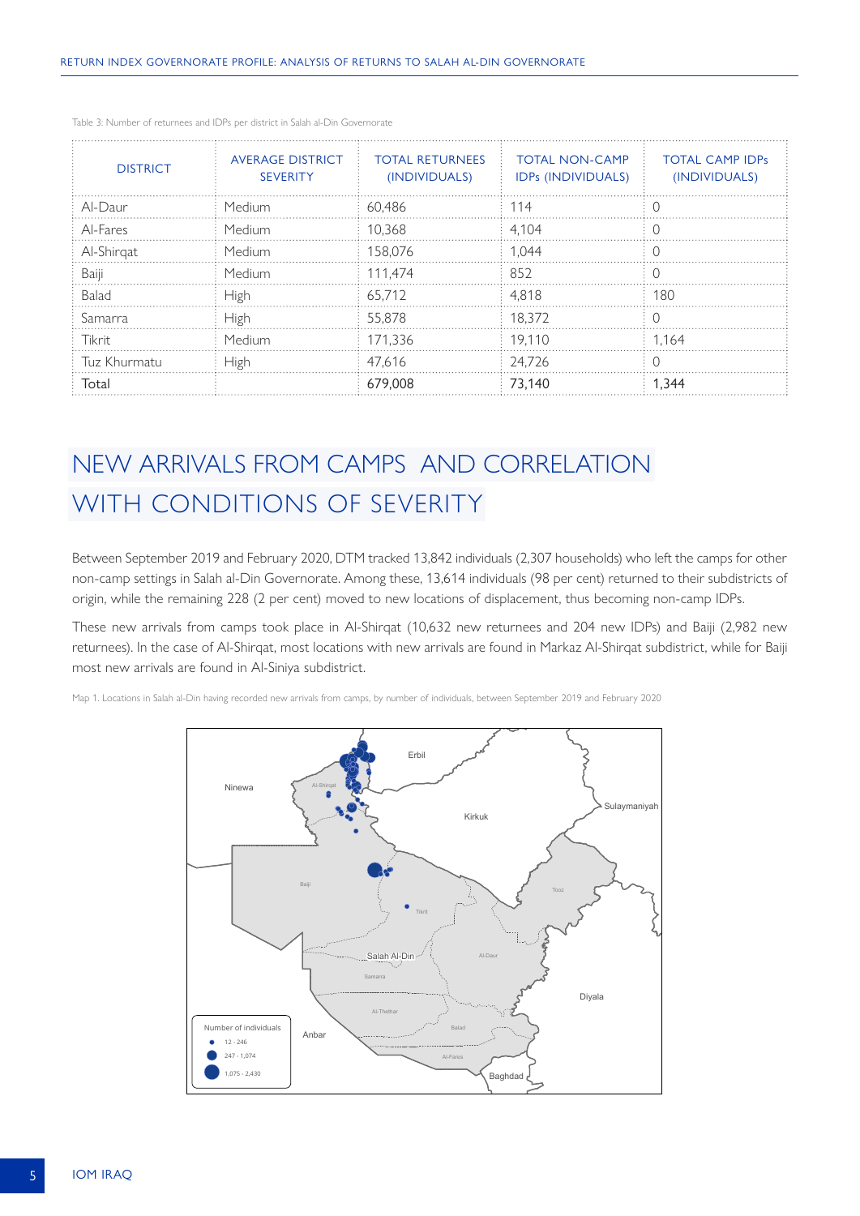Table 3: Number of returnees and IDPs per district in Salah al-Din Governorate

| DISTRICT | AVERAGE DISTRICT SEVERITY | TOTAL RETURNEES (INDIVIDUALS) | TOTAL NON-CAMP IDPs (INDIVIDUALS) | TOTAL CAMP IDPs (INDIVIDUALS) |
|---|---|---|---|---|
| Al-Daur | Medium | 60,486 | 114 | 0 |
| Al-Fares | Medium | 10,368 | 4,104 | 0 |
| Al-Shirqat | Medium | 158,076 | 1,044 | 0 |
| Baiji | Medium | 111,474 | 852 | 0 |
| Balad | High | 65,712 | 4,818 | 180 |
| Samarra | High | 55,878 | 18,372 | 0 |
| Tikrit | Medium | 171,336 | 19,110 | 1,164 |
| Tuz Khurmatu | High | 47,616 | 24,726 | 0 |
| Total | | 679,008 | 73,140 | 1,344 |

# NEW ARRIVALS FROM CAMPS AND CORRELATION WITH CONDITIONS OF SEVERITY

Between September 2019 and February 2020, DTM tracked 13,842 individuals (2,307 households) who left the camps for other non-camp settings in Salah al-Din Governorate. Among these, 13,614 individuals (98 per cent) returned to their subdistricts of origin, while the remaining 228 (2 per cent) moved to new locations of displacement, thus becoming non-camp IDPs.

These new arrivals from camps took place in Al-Shirqat (10,632 new returnees and 204 new IDPs) and Baiji (2,982 new returnees). In the case of Al-Shirqat, most locations with new arrivals are found in Markaz Al-Shirqat subdistrict, while for Baiji most new arrivals are found in Al-Siniya subdistrict.

Map 1. Locations in Salah al-Din having recorded new arrivals from camps, by number of individuals, between September 2019 and February 2020

Erbil
Ninewa
Al-Shirqat
Kirkuk
Sulaymaniyah
Baiji
Tikrit
Tooz
Salah Al-Din
Al-Daur
Samarra
Diyala
Al-Thethar
Balad
Anbar
Al-Fares
Baghdad

Number of individuals
12 - 246
247 - 1,074
1,075 - 2,430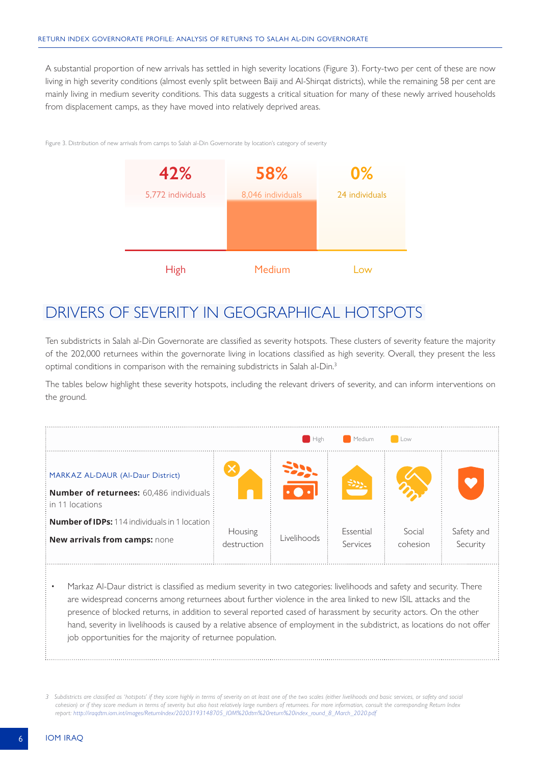A substantial proportion of new arrivals has settled in high severity locations (Figure 3). Forty-two per cent of these are now living in high severity conditions (almost evenly split between Baiji and Al-Shirqat districts), while the remaining 58 per cent are mainly living in medium severity conditions. This data suggests a critical situation for many of these newly arrived households from displacement camps, as they have moved into relatively deprived areas.

Figure 3. Distribution of new arrivals from camps to Salah al-Din Governorate by location's category of severity

42%
5,772 individuals
High

58%
8,046 individuals
Medium

0%
24 individuals
Low

## DRIVERS OF SEVERITY IN GEOGRAPHICAL HOTSPOTS

Ten subdistricts in Salah al-Din Governorate are classified as severity hotspots. These clusters of severity feature the majority of the 202,000 returnees within the governorate living in locations classified as high severity. Overall, they present the less optimal conditions in comparison with the remaining subdistricts in Salah al-Din.[3]

The tables below highlight these severity hotspots, including the relevant drivers of severity, and can inform interventions on the ground.

High | Medium | Low

| MARKAZ AL-DAUR (Al-Daur District) | Housing destruction | Livelihoods | Essential Services | Social cohesion | Safety and Security |
|---|---|---|---|---|---|
| **Number of returnees:** 60,486 individuals in 11 locations<br>**Number of IDPs:** 114 individuals in 1 location<br>**New arrivals from camps:** none | | | | | |

- Markaz Al-Daur district is classified as medium severity in two categories: livelihoods and safety and security. There are widespread concerns among returnees about further violence in the area linked to new ISIL attacks and the presence of blocked returns, in addition to several reported cased of harassment by security actors. On the other hand, severity in livelihoods is caused by a relative absence of employment in the subdistrict, as locations do not offer job opportunities for the majority of returnee population.

3 Subdistricts are classified as 'hotspots' if they score highly in terms of severity on at least one of the two scales (either livelihoods and basic services, or safety and social cohesion) or if they score medium in terms of severity but also host relatively large numbers of returnees. For more information, consult the corresponding Return Index report: http://iraqdtm.iom.int/images/ReturnIndex/20203193148705_IOM%20dtm%20return%20index_round_8_March_2020.pdf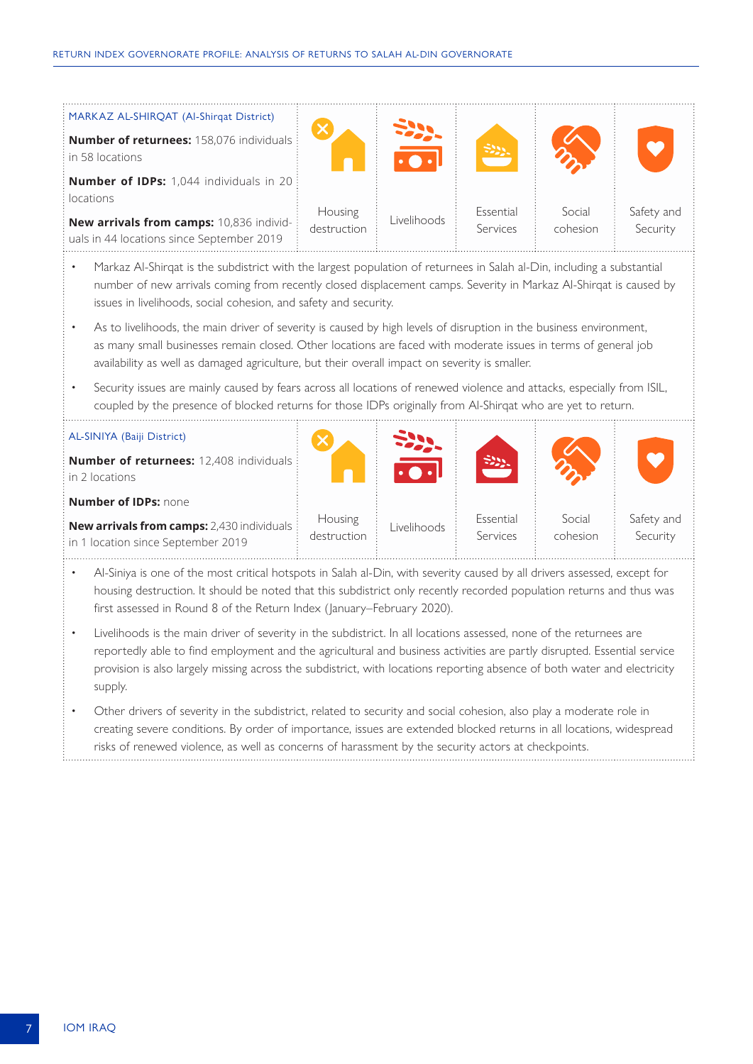## MARKAZ AL-SHIRQAT (Al-Shirqat District)

**Number of returnees:** 158,076 individuals in 58 locations

**Number of IDPs:** 1,044 individuals in 20 locations

**New arrivals from camps:** 10,836 individuals in 44 locations since September 2019

Housing destruction

Livelihoods

Essential Services

Social cohesion

Safety and Security

- Markaz Al-Shirqat is the subdistrict with the largest population of returnees in Salah al-Din, including a substantial number of new arrivals coming from recently closed displacement camps. Severity in Markaz Al-Shirqat is caused by issues in livelihoods, social cohesion, and safety and security.
- As to livelihoods, the main driver of severity is caused by high levels of disruption in the business environment, as many small businesses remain closed. Other locations are faced with moderate issues in terms of general job availability as well as damaged agriculture, but their overall impact on severity is smaller.
- Security issues are mainly caused by fears across all locations of renewed violence and attacks, especially from ISIL, coupled by the presence of blocked returns for those IDPs originally from Al-Shirqat who are yet to return.

## AL-SINIYA (Baiji District)

**Number of returnees:** 12,408 individuals in 2 locations

**Number of IDPs:** none

**New arrivals from camps:** 2,430 individuals in 1 location since September 2019

Housing destruction

Livelihoods

Essential Services

Social cohesion

Safety and Security

- Al-Siniya is one of the most critical hotspots in Salah al-Din, with severity caused by all drivers assessed, except for housing destruction. It should be noted that this subdistrict only recently recorded population returns and thus was first assessed in Round 8 of the Return Index (January–February 2020).
- Livelihoods is the main driver of severity in the subdistrict. In all locations assessed, none of the returnees are reportedly able to find employment and the agricultural and business activities are partly disrupted. Essential service provision is also largely missing across the subdistrict, with locations reporting absence of both water and electricity supply.
- Other drivers of severity in the subdistrict, related to security and social cohesion, also play a moderate role in creating severe conditions. By order of importance, issues are extended blocked returns in all locations, widespread risks of renewed violence, as well as concerns of harassment by the security actors at checkpoints.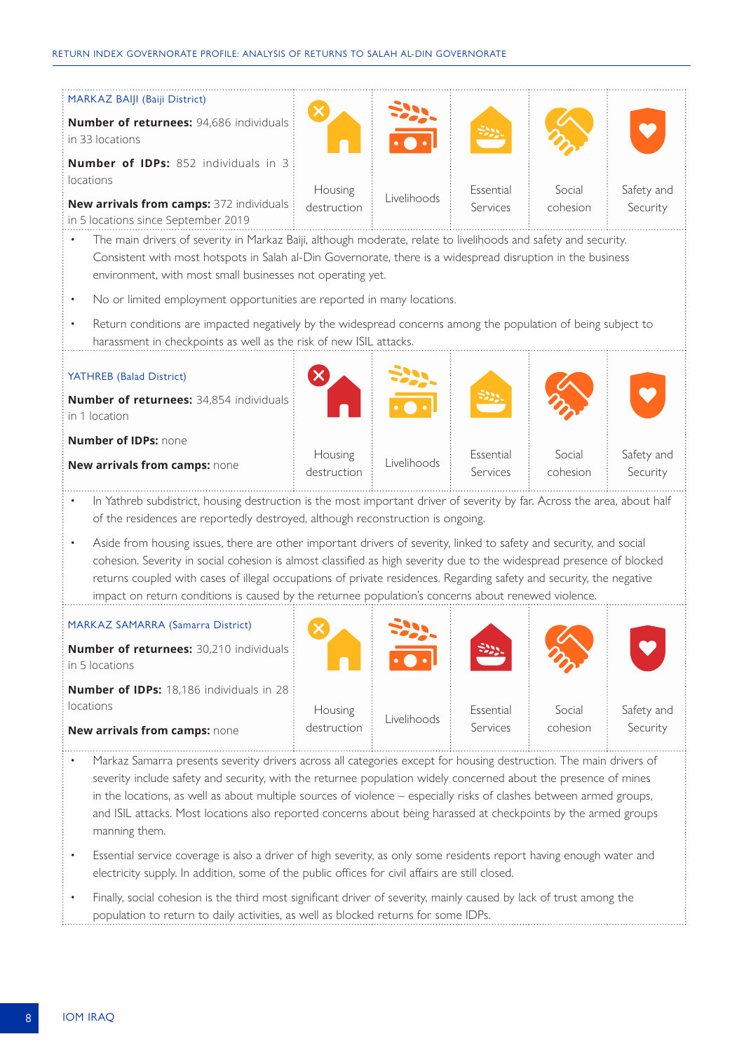MARKAZ BAIJI (Baiji District)

**Number of returnees:** 94,686 individuals in 33 locations

**Number of IDPs:** 852 individuals in 3 locations

**New arrivals from camps:** 372 individuals in 5 locations since September 2019

Housing destruction | Livelihoods | Essential Services | Social cohesion | Safety and Security

- The main drivers of severity in Markaz Baiji, although moderate, relate to livelihoods and safety and security. Consistent with most hotspots in Salah al-Din Governorate, there is a widespread disruption in the business environment, with most small businesses not operating yet.
- No or limited employment opportunities are reported in many locations.
- Return conditions are impacted negatively by the widespread concerns among the population of being subject to harassment in checkpoints as well as the risk of new ISIL attacks.

YATHREB (Balad District)

**Number of returnees:** 34,854 individuals in 1 location

**Number of IDPs:** none

**New arrivals from camps:** none

Housing destruction | Livelihoods | Essential Services | Social cohesion | Safety and Security

- In Yathreb subdistrict, housing destruction is the most important driver of severity by far. Across the area, about half of the residences are reportedly destroyed, although reconstruction is ongoing.
- Aside from housing issues, there are other important drivers of severity, linked to safety and security, and social cohesion. Severity in social cohesion is almost classified as high severity due to the widespread presence of blocked returns coupled with cases of illegal occupations of private residences. Regarding safety and security, the negative impact on return conditions is caused by the returnee population's concerns about renewed violence.

MARKAZ SAMARRA (Samarra District)

**Number of returnees:** 30,210 individuals in 5 locations

**Number of IDPs:** 18,186 individuals in 28 locations

**New arrivals from camps:** none

Housing destruction | Livelihoods | Essential Services | Social cohesion | Safety and Security

- Markaz Samarra presents severity drivers across all categories except for housing destruction. The main drivers of severity include safety and security, with the returnee population widely concerned about the presence of mines in the locations, as well as about multiple sources of violence – especially risks of clashes between armed groups, and ISIL attacks. Most locations also reported concerns about being harassed at checkpoints by the armed groups manning them.
- Essential service coverage is also a driver of high severity, as only some residents report having enough water and electricity supply. In addition, some of the public offices for civil affairs are still closed.
- Finally, social cohesion is the third most significant driver of severity, mainly caused by lack of trust among the population to return to daily activities, as well as blocked returns for some IDPs.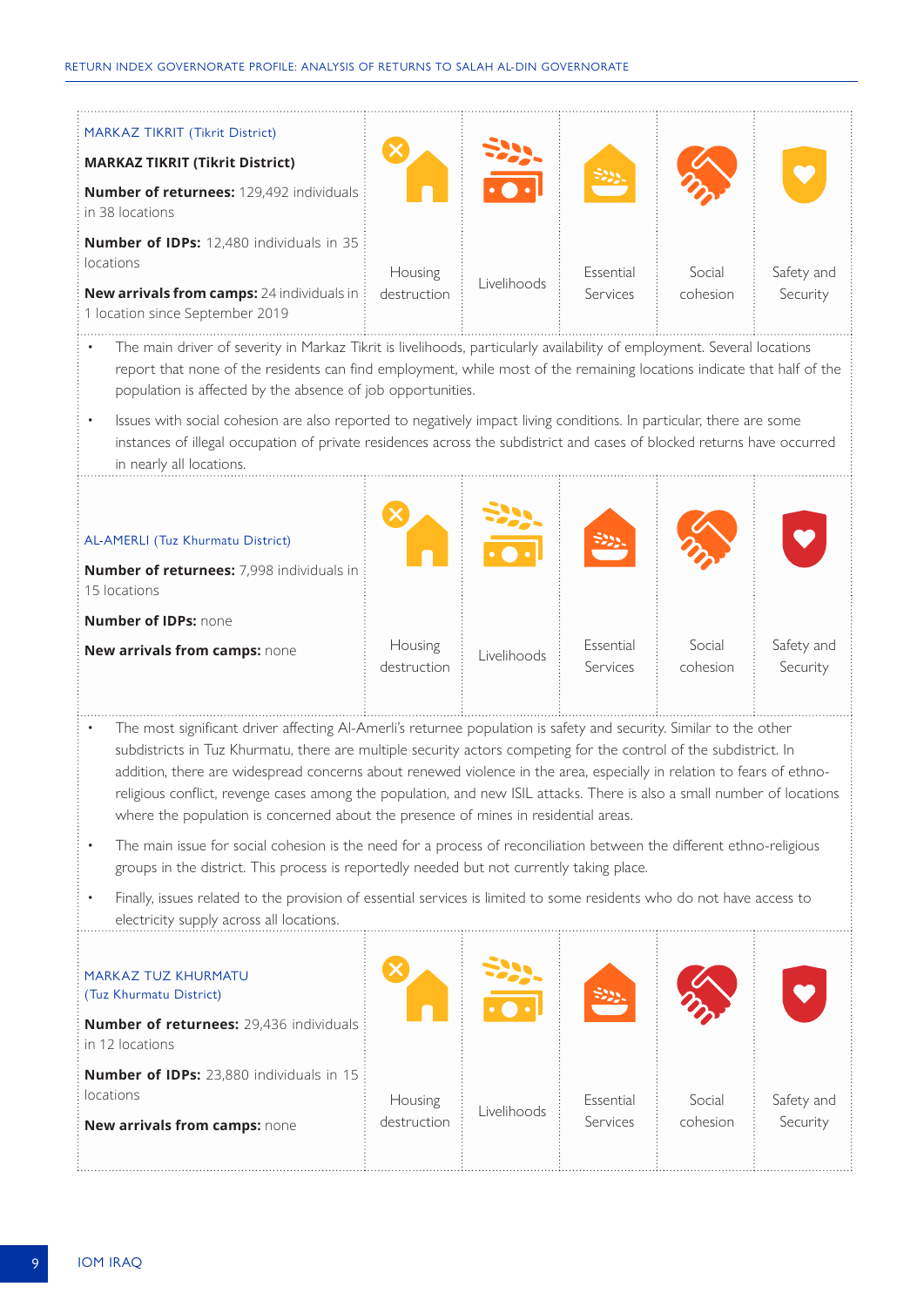MARKAZ TIKRIT (Tikrit District)

**MARKAZ TIKRIT (Tikrit District)**

**Number of returnees:** 129,492 individuals in 38 locations

**Number of IDPs:** 12,480 individuals in 35 locations

**New arrivals from camps:** 24 individuals in 1 location since September 2019

Housing destruction

Livelihoods

Essential Services

Social cohesion

Safety and Security

- The main driver of severity in Markaz Tikrit is livelihoods, particularly availability of employment. Several locations report that none of the residents can find employment, while most of the remaining locations indicate that half of the population is affected by the absence of job opportunities.
- Issues with social cohesion are also reported to negatively impact living conditions. In particular, there are some instances of illegal occupation of private residences across the subdistrict and cases of blocked returns have occurred in nearly all locations.

AL-AMERLI (Tuz Khurmatu District)

**Number of returnees:** 7,998 individuals in 15 locations

**Number of IDPs:** none

**New arrivals from camps:** none

Housing destruction

Livelihoods

Essential Services

Social cohesion

Safety and Security

- The most significant driver affecting Al-Amerli's returnee population is safety and security. Similar to the other subdistricts in Tuz Khurmatu, there are multiple security actors competing for the control of the subdistrict. In addition, there are widespread concerns about renewed violence in the area, especially in relation to fears of ethno-religious conflict, revenge cases among the population, and new ISIL attacks. There is also a small number of locations where the population is concerned about the presence of mines in residential areas.
- The main issue for social cohesion is the need for a process of reconciliation between the different ethno-religious groups in the district. This process is reportedly needed but not currently taking place.
- Finally, issues related to the provision of essential services is limited to some residents who do not have access to electricity supply across all locations.

MARKAZ TUZ KHURMATU (Tuz Khurmatu District)

**Number of returnees:** 29,436 individuals in 12 locations

**Number of IDPs:** 23,880 individuals in 15 locations

**New arrivals from camps:** none

Housing destruction

Livelihoods

Essential Services

Social cohesion

Safety and Security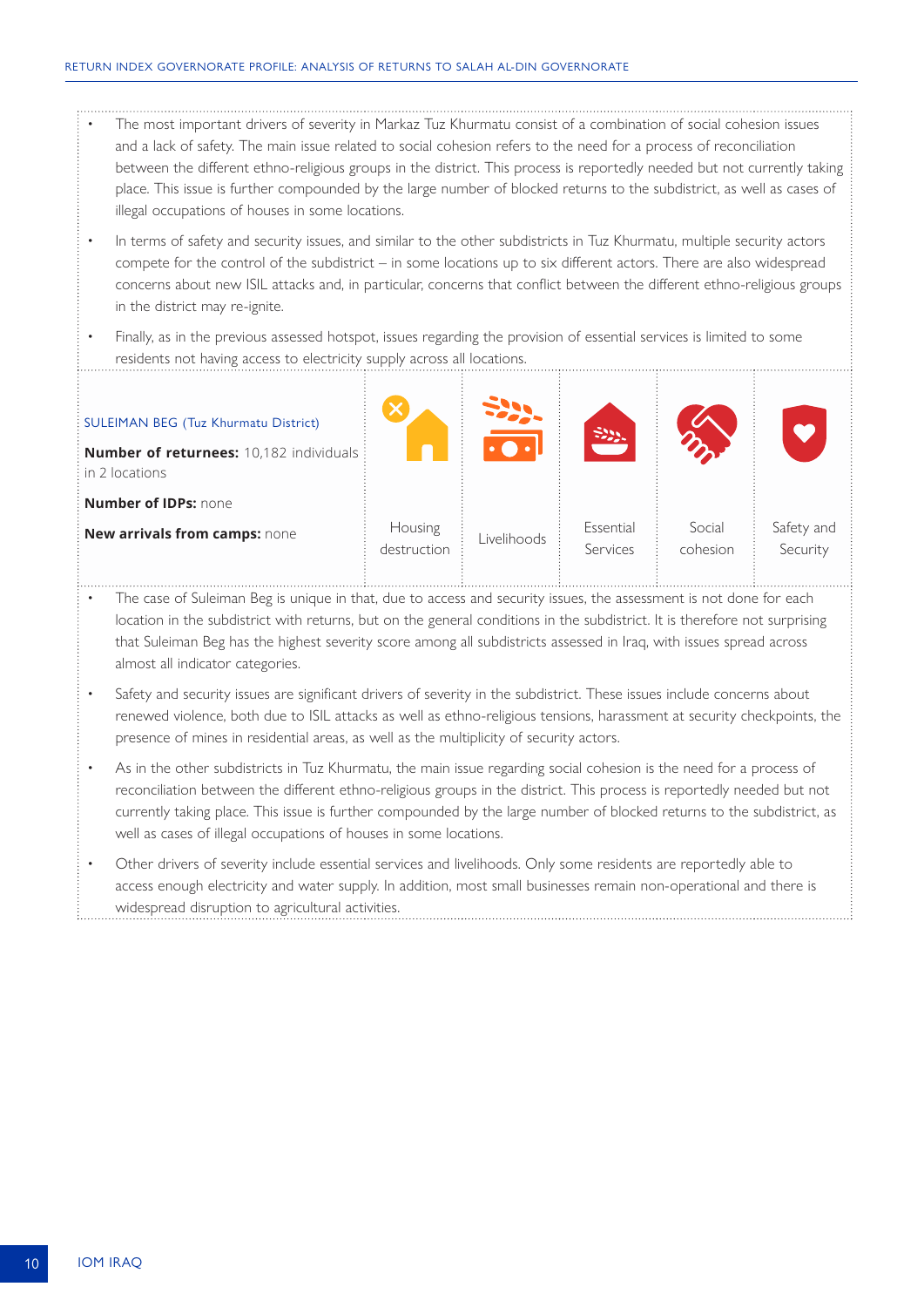- The most important drivers of severity in Markaz Tuz Khurmatu consist of a combination of social cohesion issues and a lack of safety. The main issue related to social cohesion refers to the need for a process of reconciliation between the different ethno-religious groups in the district. This process is reportedly needed but not currently taking place. This issue is further compounded by the large number of blocked returns to the subdistrict, as well as cases of illegal occupations of houses in some locations.
- In terms of safety and security issues, and similar to the other subdistricts in Tuz Khurmatu, multiple security actors compete for the control of the subdistrict – in some locations up to six different actors. There are also widespread concerns about new ISIL attacks and, in particular, concerns that conflict between the different ethno-religious groups in the district may re-ignite.
- Finally, as in the previous assessed hotspot, issues regarding the provision of essential services is limited to some residents not having access to electricity supply across all locations.

SULEIMAN BEG (Tuz Khurmatu District)

**Number of returnees:** 10,182 individuals in 2 locations

**Number of IDPs:** none

**New arrivals from camps:** none

Housing destruction | Livelihoods | Essential Services | Social cohesion | Safety and Security

- The case of Suleiman Beg is unique in that, due to access and security issues, the assessment is not done for each location in the subdistrict with returns, but on the general conditions in the subdistrict. It is therefore not surprising that Suleiman Beg has the highest severity score among all subdistricts assessed in Iraq, with issues spread across almost all indicator categories.
- Safety and security issues are significant drivers of severity in the subdistrict. These issues include concerns about renewed violence, both due to ISIL attacks as well as ethno-religious tensions, harassment at security checkpoints, the presence of mines in residential areas, as well as the multiplicity of security actors.
- As in the other subdistricts in Tuz Khurmatu, the main issue regarding social cohesion is the need for a process of reconciliation between the different ethno-religious groups in the district. This process is reportedly needed but not currently taking place. This issue is further compounded by the large number of blocked returns to the subdistrict, as well as cases of illegal occupations of houses in some locations.
- Other drivers of severity include essential services and livelihoods. Only some residents are reportedly able to access enough electricity and water supply. In addition, most small businesses remain non-operational and there is widespread disruption to agricultural activities.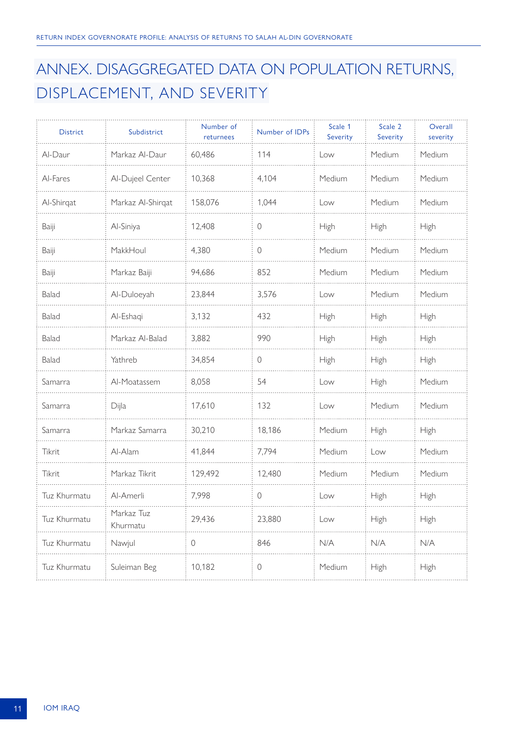# ANNEX. DISAGGREGATED DATA ON POPULATION RETURNS, DISPLACEMENT, AND SEVERITY

| District | Subdistrict | Number of returnees | Number of IDPs | Scale 1 Severity | Scale 2 Severity | Overall severity |
|---|---|---|---|---|---|---|
| Al-Daur | Markaz Al-Daur | 60,486 | 114 | Low | Medium | Medium |
| Al-Fares | Al-Dujeel Center | 10,368 | 4,104 | Medium | Medium | Medium |
| Al-Shirqat | Markaz Al-Shirqat | 158,076 | 1,044 | Low | Medium | Medium |
| Baiji | Al-Siniya | 12,408 | 0 | High | High | High |
| Baiji | MakkHoul | 4,380 | 0 | Medium | Medium | Medium |
| Baiji | Markaz Baiji | 94,686 | 852 | Medium | Medium | Medium |
| Balad | Al-Duloeyah | 23,844 | 3,576 | Low | Medium | Medium |
| Balad | Al-Eshaqi | 3,132 | 432 | High | High | High |
| Balad | Markaz Al-Balad | 3,882 | 990 | High | High | High |
| Balad | Yathreb | 34,854 | 0 | High | High | High |
| Samarra | Al-Moatassem | 8,058 | 54 | Low | High | Medium |
| Samarra | Dijla | 17,610 | 132 | Low | Medium | Medium |
| Samarra | Markaz Samarra | 30,210 | 18,186 | Medium | High | High |
| Tikrit | Al-Alam | 41,844 | 7,794 | Medium | Low | Medium |
| Tikrit | Markaz Tikrit | 129,492 | 12,480 | Medium | Medium | Medium |
| Tuz Khurmatu | Al-Amerli | 7,998 | 0 | Low | High | High |
| Tuz Khurmatu | Markaz Tuz Khurmatu | 29,436 | 23,880 | Low | High | High |
| Tuz Khurmatu | Nawjul | 0 | 846 | N/A | N/A | N/A |
| Tuz Khurmatu | Suleiman Beg | 10,182 | 0 | Medium | High | High |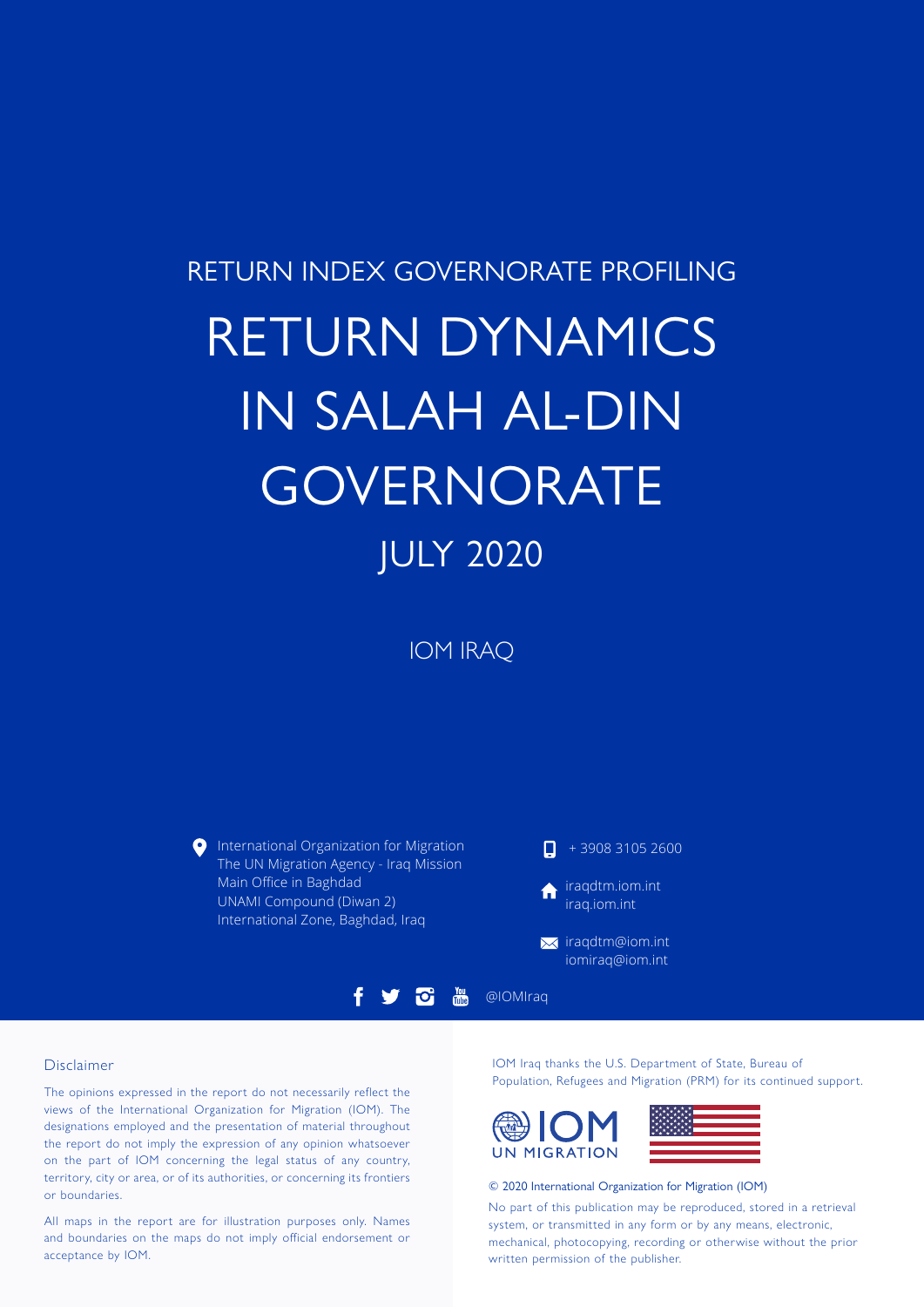RETURN INDEX GOVERNORATE PROFILING

# RETURN DYNAMICS IN SALAH AL-DIN GOVERNORATE

JULY 2020

IOM IRAQ

International Organization for Migration
The UN Migration Agency - Iraq Mission
Main Office in Baghdad
UNAMI Compound (Diwan 2)
International Zone, Baghdad, Iraq

+ 3908 3105 2600

iraqdtm.iom.int
iraq.iom.int

iraqdtm@iom.int
iomiraq@iom.int

@IOMIraq

## Disclaimer

The opinions expressed in the report do not necessarily reflect the views of the International Organization for Migration (IOM). The designations employed and the presentation of material throughout the report do not imply the expression of any opinion whatsoever on the part of IOM concerning the legal status of any country, territory, city or area, or of its authorities, or concerning its frontiers or boundaries.

All maps in the report are for illustration purposes only. Names and boundaries on the maps do not imply official endorsement or acceptance by IOM.

IOM Iraq thanks the U.S. Department of State, Bureau of Population, Refugees and Migration (PRM) for its continued support.

IOM
UN MIGRATION

© 2020 International Organization for Migration (IOM)

No part of this publication may be reproduced, stored in a retrieval system, or transmitted in any form or by any means, electronic, mechanical, photocopying, recording or otherwise without the prior written permission of the publisher.